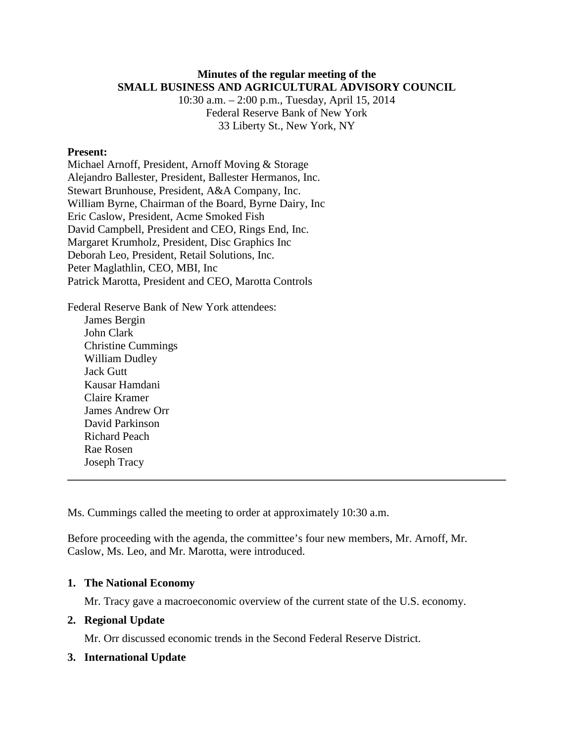**Minutes of the regular meeting of the**
**SMALL BUSINESS AND AGRICULTURAL ADVISORY COUNCIL**
10:30 a.m. – 2:00 p.m., Tuesday, April 15, 2014
Federal Reserve Bank of New York
33 Liberty St., New York, NY

**Present:**
Michael Arnoff, President, Arnoff Moving & Storage
Alejandro Ballester, President, Ballester Hermanos, Inc.
Stewart Brunhouse, President, A&A Company, Inc.
William Byrne, Chairman of the Board, Byrne Dairy, Inc
Eric Caslow, President, Acme Smoked Fish
David Campbell, President and CEO, Rings End, Inc.
Margaret Krumholz, President, Disc Graphics Inc
Deborah Leo, President, Retail Solutions, Inc.
Peter Maglathlin, CEO, MBI, Inc
Patrick Marotta, President and CEO, Marotta Controls

Federal Reserve Bank of New York attendees:
- James Bergin
- John Clark
- Christine Cummings
- William Dudley
- Jack Gutt
- Kausar Hamdani
- Claire Kramer
- James Andrew Orr
- David Parkinson
- Richard Peach
- Rae Rosen
- Joseph Tracy

---

Ms. Cummings called the meeting to order at approximately 10:30 a.m.

Before proceeding with the agenda, the committee's four new members, Mr. Arnoff, Mr. Caslow, Ms. Leo, and Mr. Marotta, were introduced.

1. **The National Economy**

   Mr. Tracy gave a macroeconomic overview of the current state of the U.S. economy.

2. **Regional Update**

   Mr. Orr discussed economic trends in the Second Federal Reserve District.

3. **International Update**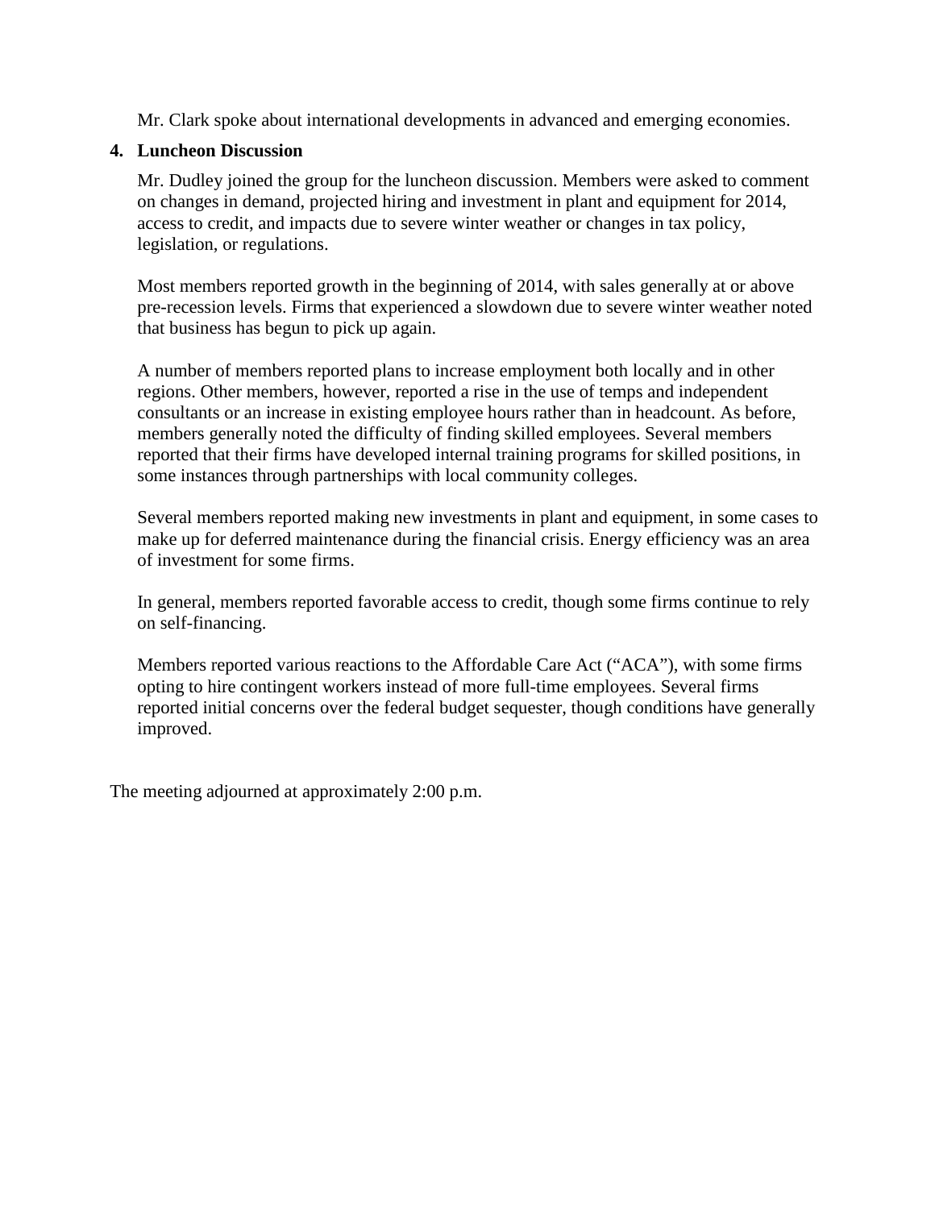Mr. Clark spoke about international developments in advanced and emerging economies.

**4. Luncheon Discussion**

Mr. Dudley joined the group for the luncheon discussion. Members were asked to comment on changes in demand, projected hiring and investment in plant and equipment for 2014, access to credit, and impacts due to severe winter weather or changes in tax policy, legislation, or regulations.

Most members reported growth in the beginning of 2014, with sales generally at or above pre-recession levels. Firms that experienced a slowdown due to severe winter weather noted that business has begun to pick up again.

A number of members reported plans to increase employment both locally and in other regions. Other members, however, reported a rise in the use of temps and independent consultants or an increase in existing employee hours rather than in headcount. As before, members generally noted the difficulty of finding skilled employees. Several members reported that their firms have developed internal training programs for skilled positions, in some instances through partnerships with local community colleges.

Several members reported making new investments in plant and equipment, in some cases to make up for deferred maintenance during the financial crisis. Energy efficiency was an area of investment for some firms.

In general, members reported favorable access to credit, though some firms continue to rely on self-financing.

Members reported various reactions to the Affordable Care Act ("ACA"), with some firms opting to hire contingent workers instead of more full-time employees. Several firms reported initial concerns over the federal budget sequester, though conditions have generally improved.

The meeting adjourned at approximately 2:00 p.m.